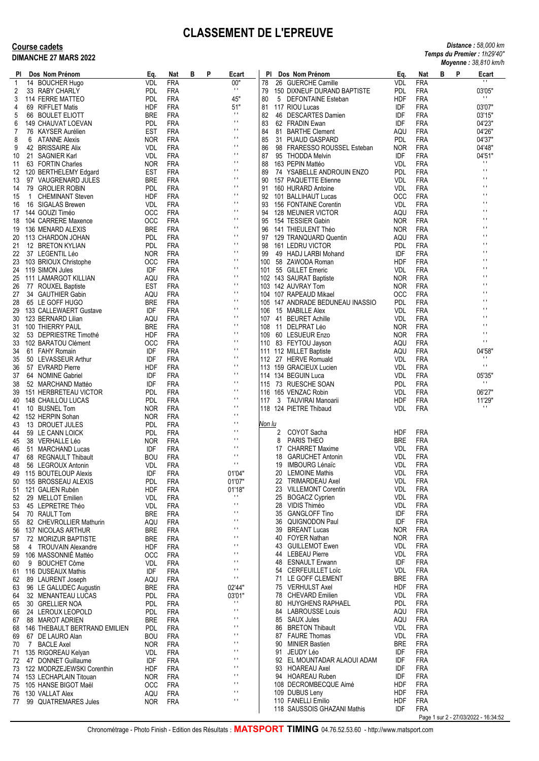# CLASSEMENT DE L'EPREUVE

**Course cadets**
**DIMANCHE 27 MARS 2022**

*Distance : 58,000 km*
*Temps du Premier : 1h29'40"*
*Moyenne : 38,810 km/h*

| Pl | Dos | Nom Prénom | Eq. | Nat | B | P | Ecart |
|---|---|---|---|---|---|---|---|
| 1 | 14 | BOUCHER Hugo | VDL | FRA | | | 00" |
| 2 | 33 | RABY CHARLY | PDL | FRA | | | '' |
| 3 | 114 | FERRE MATTEO | PDL | FRA | | | 45" |
| 4 | 69 | RIFFLET Matis | HDF | FRA | | | 51" |
| 5 | 66 | BOULET ELIOTT | BRE | FRA | | | '' |
| 6 | 149 | CHAUVAT LOEVAN | PDL | FRA | | | '' |
| 7 | 76 | KAYSER Aurélien | EST | FRA | | | '' |
| 8 | 6 | ATANNE Alexis | NOR | FRA | | | '' |
| 9 | 42 | BRISSAIRE Alix | VDL | FRA | | | '' |
| 10 | 21 | SAGNIER Karl | VDL | FRA | | | '' |
| 11 | 63 | FORTIN Charles | NOR | FRA | | | '' |
| 12 | 120 | BERTHELEMY Edgard | EST | FRA | | | '' |
| 13 | 97 | VAUGRENARD JULES | BRE | FRA | | | '' |
| 14 | 79 | GROLIER ROBIN | PDL | FRA | | | '' |
| 15 | 1 | CHEMINANT Steven | HDF | FRA | | | '' |
| 16 | 16 | SIGALAS Brewen | VDL | FRA | | | '' |
| 17 | 144 | GOUZI Timéo | OCC | FRA | | | '' |
| 18 | 104 | CARRERE Maxence | OCC | FRA | | | '' |
| 19 | 136 | MENARD ALEXIS | BRE | FRA | | | '' |
| 20 | 113 | CHARDON JOHAN | PDL | FRA | | | '' |
| 21 | 12 | BRETON KYLIAN | PDL | FRA | | | '' |
| 22 | 37 | LEGENTIL Léo | NOR | FRA | | | '' |
| 23 | 103 | BRIOUX Christophe | OCC | FRA | | | '' |
| 24 | 119 | SIMON Jules | IDF | FRA | | | '' |
| 25 | 111 | LAMARGOT KILLIAN | AQU | FRA | | | '' |
| 26 | 77 | ROUXEL Baptiste | EST | FRA | | | '' |
| 27 | 34 | GAUTHIER Gabin | AQU | FRA | | | '' |
| 28 | 65 | LE GOFF HUGO | BRE | FRA | | | '' |
| 29 | 133 | CALLEWAERT Gustave | IDF | FRA | | | '' |
| 30 | 123 | BERNARD Lilian | AQU | FRA | | | '' |
| 31 | 100 | THIERRY PAUL | BRE | FRA | | | '' |
| 32 | 53 | DEPRIESTRE Timothé | HDF | FRA | | | '' |
| 33 | 102 | BARATOU Clément | OCC | FRA | | | '' |
| 34 | 61 | FAHY Romain | IDF | FRA | | | '' |
| 35 | 50 | LEVASSEUR Arthur | IDF | FRA | | | '' |
| 36 | 57 | EVRARD Pierre | HDF | FRA | | | '' |
| 37 | 64 | NOMINE Gabriel | IDF | FRA | | | '' |
| 38 | 52 | MARCHAND Mattéo | IDF | FRA | | | '' |
| 39 | 151 | HERBRETEAU VICTOR | PDL | FRA | | | '' |
| 40 | 148 | CHAILLOU LUCAS | PDL | FRA | | | '' |
| 41 | 10 | BUSNEL Tom | NOR | FRA | | | '' |
| 42 | 152 | HERPIN Sohan | NOR | FRA | | | '' |
| 43 | 13 | DROUET JULES | PDL | FRA | | | '' |
| 44 | 59 | LE CANN LOICK | PDL | FRA | | | '' |
| 45 | 38 | VERHALLE Léo | NOR | FRA | | | '' |
| 46 | 51 | MARCHAND Lucas | IDF | FRA | | | '' |
| 47 | 68 | REGNAULT Thibault | BOU | FRA | | | '' |
| 48 | 56 | LEGROUX Antonin | VDL | FRA | | | '' |
| 49 | 115 | BOUTELOUP Alexis | IDF | FRA | | | 01'04" |
| 50 | 155 | BROSSEAU ALEXIS | PDL | FRA | | | 01'07" |
| 51 | 121 | GALIEN Rubén | HDF | FRA | | | 01'18" |
| 52 | 29 | MELLOT Emilien | VDL | FRA | | | '' |
| 53 | 45 | LEPRETRE Théo | VDL | FRA | | | '' |
| 54 | 70 | RAULT Tom | BRE | FRA | | | '' |
| 55 | 82 | CHEVROLLIER Mathurin | AQU | FRA | | | '' |
| 56 | 137 | NICOLAS ARTHUR | BRE | FRA | | | '' |
| 57 | 72 | MORIZUR BAPTISTE | BRE | FRA | | | '' |
| 58 | 4 | TROUVAIN Alexandre | HDF | FRA | | | '' |
| 59 | 106 | MASSONNIÉ Mattéo | OCC | FRA | | | '' |
| 60 | 9 | BOUCHET Côme | VDL | FRA | | | '' |
| 61 | 116 | DUSEAUX Mathis | IDF | FRA | | | '' |
| 62 | 89 | LAURENT Joseph | AQU | FRA | | | '' |
| 63 | 96 | LE GALUDEC Augustin | BRE | FRA | | | 02'44" |
| 64 | 32 | MENANTEAU LUCAS | PDL | FRA | | | 03'01" |
| 65 | 30 | GRELLIER NOA | PDL | FRA | | | '' |
| 66 | 24 | LEROUX LEOPOLD | PDL | FRA | | | '' |
| 67 | 88 | MAROT ADRIEN | BRE | FRA | | | '' |
| 68 | 146 | THEBAULT BERTRAND EMILIEN | PDL | FRA | | | '' |
| 69 | 67 | DE LAURO Alan | BOU | FRA | | | '' |
| 70 | 7 | BACLE Axel | NOR | FRA | | | '' |
| 71 | 135 | RIGOREAU Kelyan | VDL | FRA | | | '' |
| 72 | 47 | DONNET Guillaume | IDF | FRA | | | '' |
| 73 | 122 | MODRZEJEWSKI Corenthin | HDF | FRA | | | '' |
| 74 | 153 | LECHAPLAIN Titouan | NOR | FRA | | | '' |
| 75 | 105 | HANSE BIGOT Maël | OCC | FRA | | | '' |
| 76 | 130 | VALLAT Alex | AQU | FRA | | | '' |
| 77 | 99 | QUATREMARES Jules | NOR | FRA | | | '' |
| 78 | 26 | GUERCHE Camille | VDL | FRA | | | '' |
| 79 | 150 | DIXNEUF DURAND BAPTISTE | PDL | FRA | | | 03'05" |
| 80 | 5 | DEFONTAINE Esteban | HDF | FRA | | | '' |
| 81 | 117 | RIOU Lucas | IDF | FRA | | | 03'07" |
| 82 | 46 | DESCARTES Damien | IDF | FRA | | | 03'15" |
| 83 | 62 | FRADIN Ewan | IDF | FRA | | | 04'23" |
| 84 | 81 | BARTHE Clement | AQU | FRA | | | 04'26" |
| 85 | 31 | PUAUD GASPARD | PDL | FRA | | | 04'37" |
| 86 | 98 | FRARESSO ROUSSEL Esteban | NOR | FRA | | | 04'48" |
| 87 | 95 | THODDA Melvin | IDF | FRA | | | 04'51" |
| 88 | 163 | PEPIN Mattéo | VDL | FRA | | | '' |
| 89 | 74 | YSABELLE ANDROUIN ENZO | PDL | FRA | | | '' |
| 90 | 157 | PAQUETTE Etienne | VDL | FRA | | | '' |
| 91 | 160 | HURARD Antoine | VDL | FRA | | | '' |
| 92 | 101 | BALLIHAUT Lucas | OCC | FRA | | | '' |
| 93 | 156 | FONTAINE Corentin | VDL | FRA | | | '' |
| 94 | 128 | MEUNIER VICTOR | AQU | FRA | | | '' |
| 95 | 154 | TESSIER Gabin | NOR | FRA | | | '' |
| 96 | 141 | THIEULENT Théo | NOR | FRA | | | '' |
| 97 | 129 | TRANQUARD Quentin | AQU | FRA | | | '' |
| 98 | 161 | LEDRU VICTOR | PDL | FRA | | | '' |
| 99 | 49 | HADJ LARBI Mohand | IDF | FRA | | | '' |
| 100 | 58 | ZAWODA Roman | HDF | FRA | | | '' |
| 101 | 55 | GILLET Emeric | VDL | FRA | | | '' |
| 102 | 143 | SAURAT Baptiste | NOR | FRA | | | '' |
| 103 | 142 | AUVRAY Tom | NOR | FRA | | | '' |
| 104 | 107 | RAPEAUD Mikael | OCC | FRA | | | '' |
| 105 | 147 | ANDRADE BEDUNEAU INASSIO | PDL | FRA | | | '' |
| 106 | 15 | MABILLE Alex | VDL | FRA | | | '' |
| 107 | 41 | BEURET Achille | VDL | FRA | | | '' |
| 108 | 11 | DELPRAT Léo | NOR | FRA | | | '' |
| 109 | 60 | LESUEUR Enzo | NOR | FRA | | | '' |
| 110 | 83 | FEYTOU Jayson | AQU | FRA | | | '' |
| 111 | 112 | MILLET Baptiste | AQU | FRA | | | 04'58" |
| 112 | 27 | HERVE Romuald | VDL | FRA | | | '' |
| 113 | 159 | GRACIEUX Lucien | VDL | FRA | | | '' |
| 114 | 134 | BEGUIN Luca | VDL | FRA | | | 05'35" |
| 115 | 73 | RUESCHE SOAN | PDL | FRA | | | '' |
| 116 | 165 | VENZAC Robin | VDL | FRA | | | 06'27" |
| 117 | 3 | TAUVIRAI Manoarii | HDF | FRA | | | 11'29" |
| 118 | 124 | PIETRE Thibaud | VDL | FRA | | | '' |

*Non lu*

| Dos | Nom Prénom | Eq. | Nat |
|---|---|---|---|
| 2 | COYOT Sacha | HDF | FRA |
| 8 | PARIS THEO | BRE | FRA |
| 17 | CHARRET Maxime | VDL | FRA |
| 18 | GARUCHET Antonin | VDL | FRA |
| 19 | IMBOURG Lénaïc | VDL | FRA |
| 20 | LEMOINE Mathis | VDL | FRA |
| 22 | TRIMARDEAU Axel | VDL | FRA |
| 23 | VILLEMONT Corentin | VDL | FRA |
| 25 | BOGACZ Cyprien | VDL | FRA |
| 28 | VIDIS Thiméo | VDL | FRA |
| 35 | GANGLOFF Tino | IDF | FRA |
| 36 | QUIGNODON Paul | IDF | FRA |
| 39 | BREANT Lucas | NOR | FRA |
| 40 | FOYER Nathan | NOR | FRA |
| 43 | GUILLEMOT Ewen | VDL | FRA |
| 44 | LEBEAU Pierre | VDL | FRA |
| 48 | ESNAULT Erwann | IDF | FRA |
| 54 | CERFEUILLET Loïc | VDL | FRA |
| 71 | LE GOFF CLEMENT | BRE | FRA |
| 75 | VERHULST Axel | HDF | FRA |
| 78 | CHEVARD Emilien | VDL | FRA |
| 80 | HUYGHENS RAPHAEL | PDL | FRA |
| 84 | LABROUSSE Louis | AQU | FRA |
| 85 | SAUX Jules | AQU | FRA |
| 86 | BRETON Thibault | VDL | FRA |
| 87 | FAURE Thomas | VDL | FRA |
| 90 | MINIER Bastien | BRE | FRA |
| 91 | JEUDY Léo | IDF | FRA |
| 92 | EL MOUNTADAR ALAOUI ADAM | IDF | FRA |
| 93 | HOAREAU Axel | IDF | FRA |
| 94 | HOAREAU Ruben | IDF | FRA |
| 108 | DECROMBECQUE Aimé | HDF | FRA |
| 109 | DUBUS Leny | HDF | FRA |
| 110 | FANELLI Emilio | HDF | FRA |
| 118 | SAUSSOIS GHAZANI Mathis | IDF | FRA |

Chronométrage - Photo Finish - Edition des Résultats : **MATSPORT TIMING** 04.76.52.53.60 - http://www.matsport.com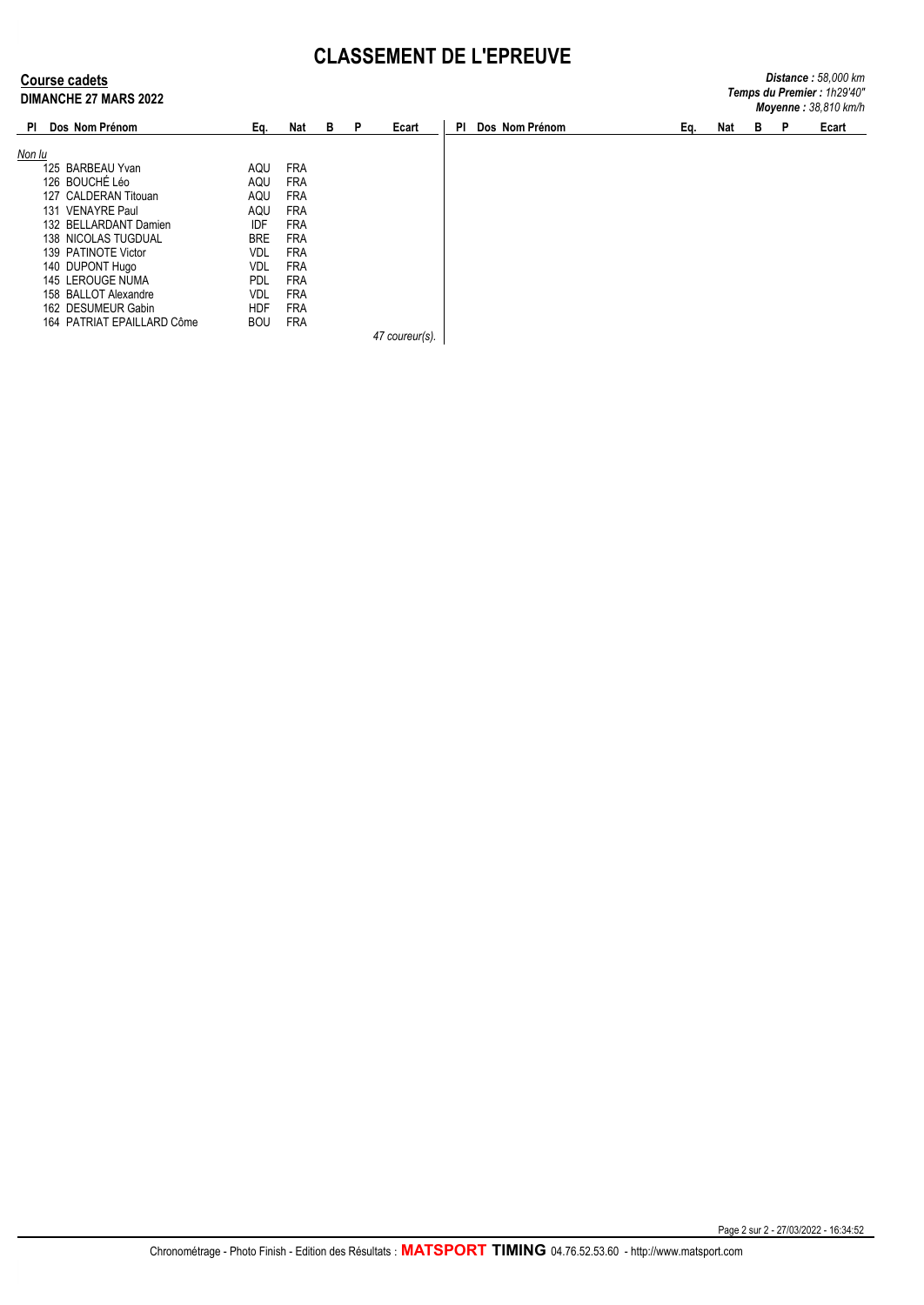# CLASSEMENT DE L'EPREUVE

**Course cadets**
**DIMANCHE 27 MARS 2022**

***Distance :*** *58,000 km*
***Temps du Premier :*** *1h29'40"*
***Moyenne :*** *38,810 km/h*

| Pl | Dos | Nom Prénom | Eq. | Nat | B | P | Ecart |
|---|---|---|---|---|---|---|---|
| *Non lu* | | | | | | | |
| | 125 | BARBEAU Yvan | AQU | FRA | | | |
| | 126 | BOUCHÉ Léo | AQU | FRA | | | |
| | 127 | CALDERAN Titouan | AQU | FRA | | | |
| | 131 | VENAYRE Paul | AQU | FRA | | | |
| | 132 | BELLARDANT Damien | IDF | FRA | | | |
| | 138 | NICOLAS TUGDUAL | BRE | FRA | | | |
| | 139 | PATINOTE Victor | VDL | FRA | | | |
| | 140 | DUPONT Hugo | VDL | FRA | | | |
| | 145 | LEROUGE NUMA | PDL | FRA | | | |
| | 158 | BALLOT Alexandre | VDL | FRA | | | |
| | 162 | DESUMEUR Gabin | HDF | FRA | | | |
| | 164 | PATRIAT EPAILLARD Côme | BOU | FRA | | | |

*47 coureur(s).*

Chronométrage - Photo Finish - Edition des Résultats : **MATSPORT TIMING** 04.76.52.53.60 - http://www.matsport.com